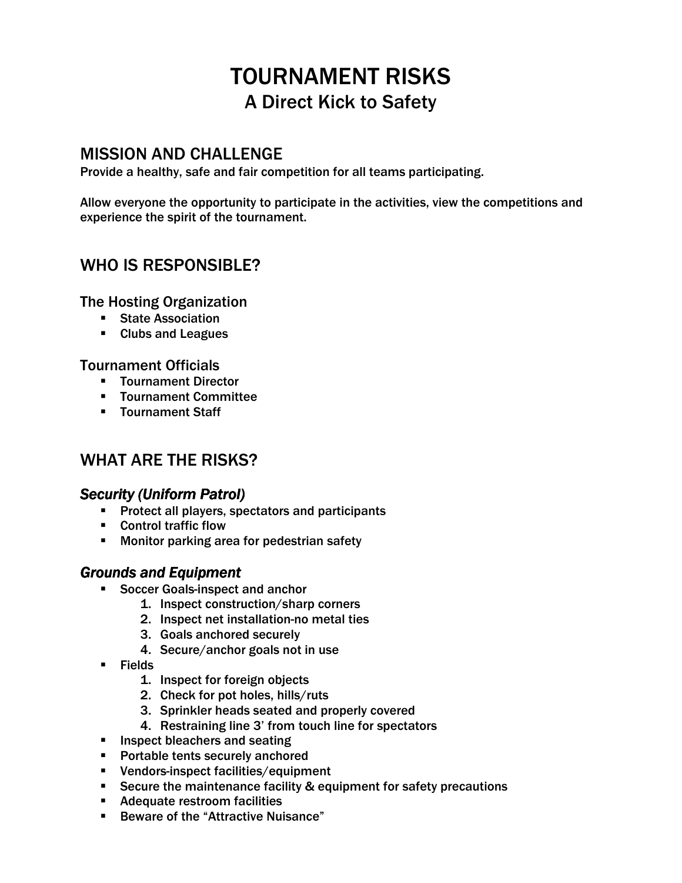# TOURNAMENT RISKS

## A Direct Kick to Safety

## MISSION AND CHALLENGE

Provide a healthy, safe and fair competition for all teams participating.

Allow everyone the opportunity to participate in the activities, view the competitions and experience the spirit of the tournament.

## WHO IS RESPONSIBLE?

### The Hosting Organization

- State Association
- Clubs and Leagues

### Tournament Officials

- Tournament Director
- Tournament Committee
- Tournament Staff

## WHAT ARE THE RISKS?

### *Security (Uniform Patrol)*

- Protect all players, spectators and participants
- Control traffic flow
- Monitor parking area for pedestrian safety

### *Grounds and Equipment*

- Soccer Goals-inspect and anchor
    1. Inspect construction/sharp corners
    2. Inspect net installation-no metal ties
    3. Goals anchored securely
    4. Secure/anchor goals not in use
- Fields
    1. Inspect for foreign objects
    2. Check for pot holes, hills/ruts
    3. Sprinkler heads seated and properly covered
    4. Restraining line 3' from touch line for spectators
- Inspect bleachers and seating
- Portable tents securely anchored
- Vendors-inspect facilities/equipment
- Secure the maintenance facility & equipment for safety precautions
- Adequate restroom facilities
- Beware of the "Attractive Nuisance"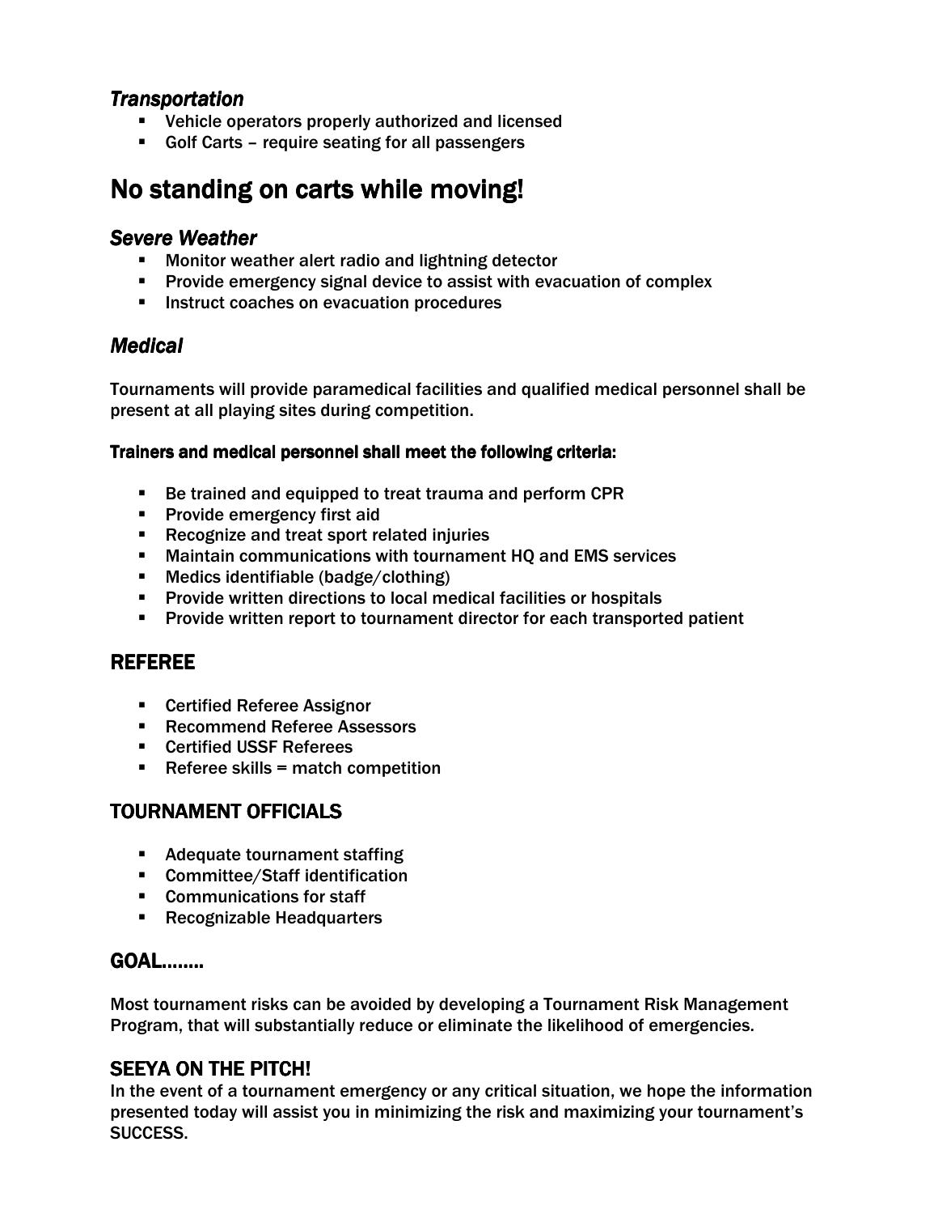### *Transportation*

- Vehicle operators properly authorized and licensed
- Golf Carts – require seating for all passengers

# No standing on carts while moving!

### *Severe Weather*

- Monitor weather alert radio and lightning detector
- Provide emergency signal device to assist with evacuation of complex
- Instruct coaches on evacuation procedures

### *Medical*

Tournaments will provide paramedical facilities and qualified medical personnel shall be present at all playing sites during competition.

**Trainers and medical personnel shall meet the following criteria:**

- Be trained and equipped to treat trauma and perform CPR
- Provide emergency first aid
- Recognize and treat sport related injuries
- Maintain communications with tournament HQ and EMS services
- Medics identifiable (badge/clothing)
- Provide written directions to local medical facilities or hospitals
- Provide written report to tournament director for each transported patient

## REFEREE

- Certified Referee Assignor
- Recommend Referee Assessors
- Certified USSF Referees
- Referee skills = match competition

## TOURNAMENT OFFICIALS

- Adequate tournament staffing
- Committee/Staff identification
- Communications for staff
- Recognizable Headquarters

## GOAL……..

Most tournament risks can be avoided by developing a Tournament Risk Management Program, that will substantially reduce or eliminate the likelihood of emergencies.

## SEEYA ON THE PITCH!

In the event of a tournament emergency or any critical situation, we hope the information presented today will assist you in minimizing the risk and maximizing your tournament's SUCCESS.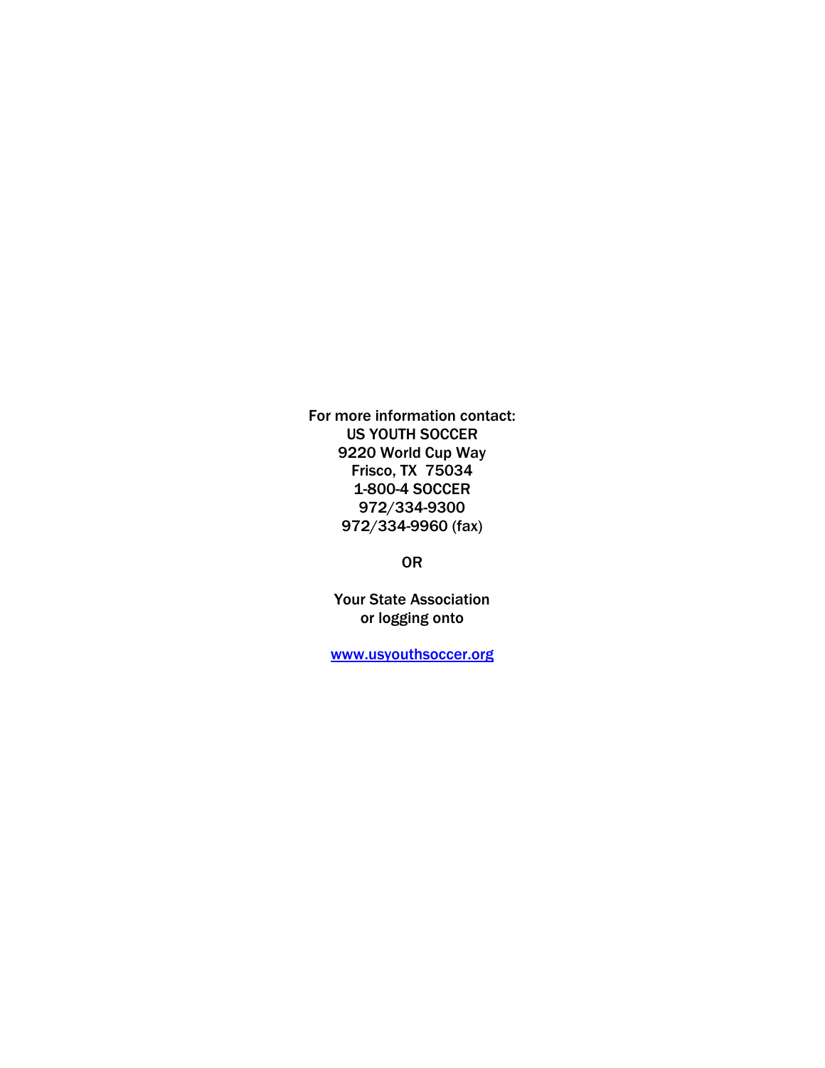For more information contact:
US YOUTH SOCCER
9220 World Cup Way
Frisco, TX 75034
1-800-4 SOCCER
972/334-9300
972/334-9960 (fax)

OR

Your State Association
or logging onto

[www.usyouthsoccer.org](http://www.usyouthsoccer.org)